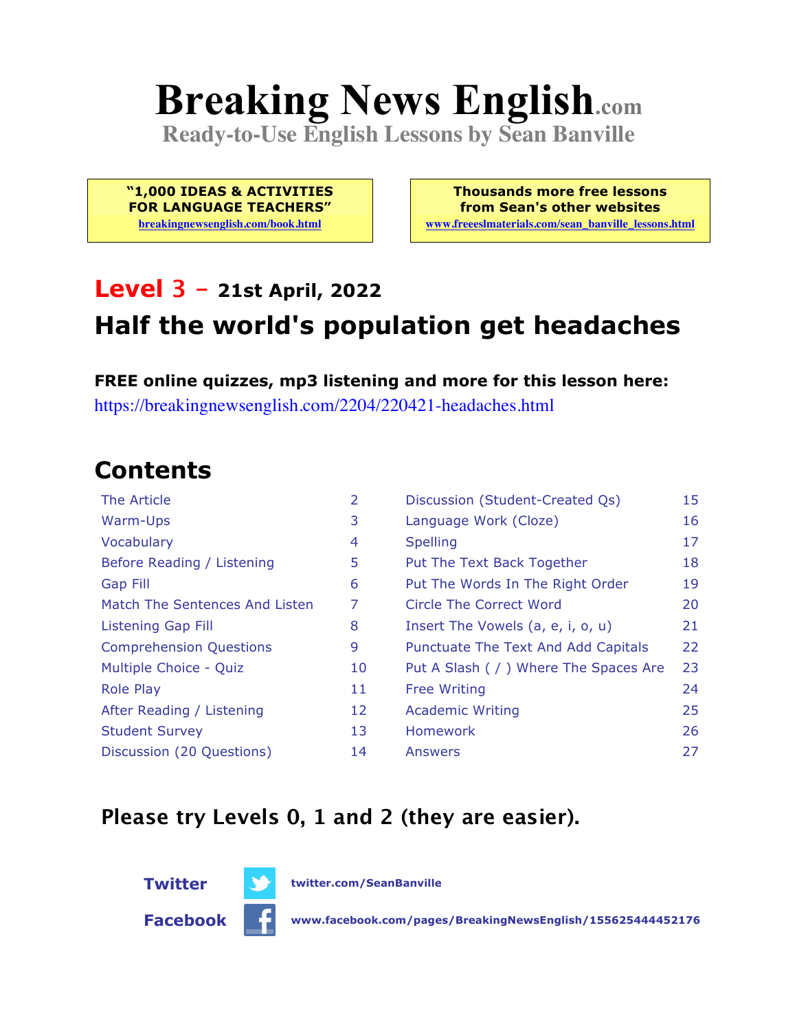# Breaking News English.com

**Ready-to-Use English Lessons by Sean Banville**

**"1,000 IDEAS & ACTIVITIES FOR LANGUAGE TEACHERS"**
breakingnewsenglish.com/book.html

**Thousands more free lessons from Sean's other websites**
www.freeeslmaterials.com/sean_banville_lessons.html

## Level 3 – 21st April, 2022

## Half the world's population get headaches

**FREE online quizzes, mp3 listening and more for this lesson here:**
https://breakingnewsenglish.com/2204/220421-headaches.html

## Contents

| | | | |
|---|---|---|---|
| The Article | 2 | Discussion (Student-Created Qs) | 15 |
| Warm-Ups | 3 | Language Work (Cloze) | 16 |
| Vocabulary | 4 | Spelling | 17 |
| Before Reading / Listening | 5 | Put The Text Back Together | 18 |
| Gap Fill | 6 | Put The Words In The Right Order | 19 |
| Match The Sentences And Listen | 7 | Circle The Correct Word | 20 |
| Listening Gap Fill | 8 | Insert The Vowels (a, e, i, o, u) | 21 |
| Comprehension Questions | 9 | Punctuate The Text And Add Capitals | 22 |
| Multiple Choice - Quiz | 10 | Put A Slash ( / ) Where The Spaces Are | 23 |
| Role Play | 11 | Free Writing | 24 |
| After Reading / Listening | 12 | Academic Writing | 25 |
| Student Survey | 13 | Homework | 26 |
| Discussion (20 Questions) | 14 | Answers | 27 |

**Please try Levels 0, 1 and 2 (they are easier).**

**Twitter** twitter.com/SeanBanville

**Facebook** www.facebook.com/pages/BreakingNewsEnglish/155625444452176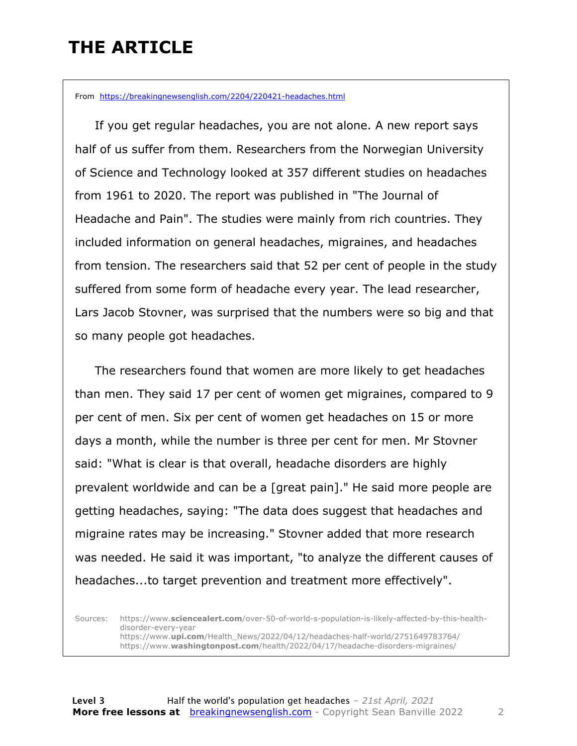# THE ARTICLE

From [https://breakingnewsenglish.com/2204/220421-headaches.html](https://breakingnewsenglish.com/2204/220421-headaches.html)

If you get regular headaches, you are not alone. A new report says half of us suffer from them. Researchers from the Norwegian University of Science and Technology looked at 357 different studies on headaches from 1961 to 2020. The report was published in "The Journal of Headache and Pain". The studies were mainly from rich countries. They included information on general headaches, migraines, and headaches from tension. The researchers said that 52 per cent of people in the study suffered from some form of headache every year. The lead researcher, Lars Jacob Stovner, was surprised that the numbers were so big and that so many people got headaches.

The researchers found that women are more likely to get headaches than men. They said 17 per cent of women get migraines, compared to 9 per cent of men. Six per cent of women get headaches on 15 or more days a month, while the number is three per cent for men. Mr Stovner said: "What is clear is that overall, headache disorders are highly prevalent worldwide and can be a [great pain]." He said more people are getting headaches, saying: "The data does suggest that headaches and migraine rates may be increasing." Stovner added that more research was needed. He said it was important, "to analyze the different causes of headaches...to target prevention and treatment more effectively".

Sources: https://www.**sciencealert.com**/over-50-of-world-s-population-is-likely-affected-by-this-health-disorder-every-year
https://www.**upi.com**/Health_News/2022/04/12/headaches-half-world/2751649783764/
https://www.**washingtonpost.com**/health/2022/04/17/headache-disorders-migraines/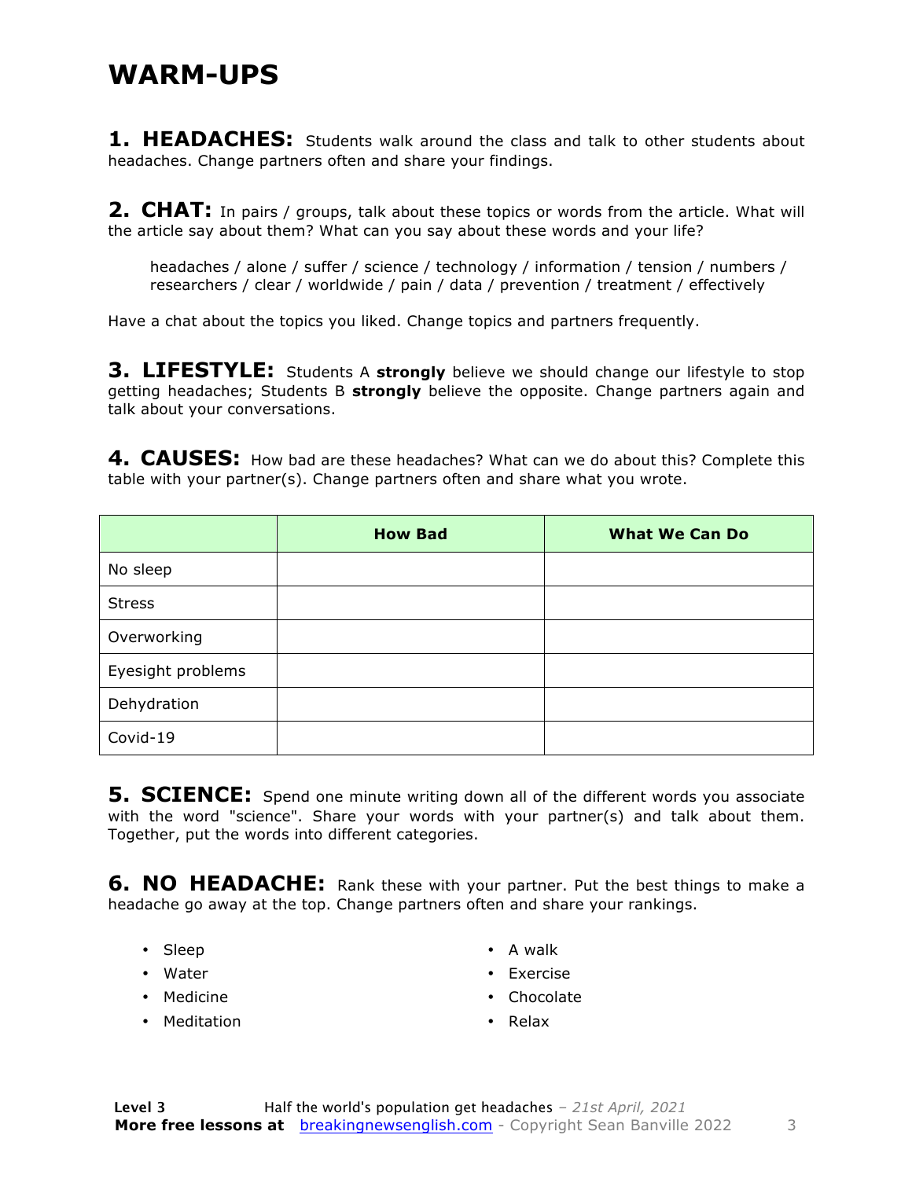# WARM-UPS

**1. HEADACHES:** Students walk around the class and talk to other students about headaches. Change partners often and share your findings.

**2. CHAT:** In pairs / groups, talk about these topics or words from the article. What will the article say about them? What can you say about these words and your life?

> headaches / alone / suffer / science / technology / information / tension / numbers / researchers / clear / worldwide / pain / data / prevention / treatment / effectively

Have a chat about the topics you liked. Change topics and partners frequently.

**3. LIFESTYLE:** Students A **strongly** believe we should change our lifestyle to stop getting headaches; Students B **strongly** believe the opposite. Change partners again and talk about your conversations.

**4. CAUSES:** How bad are these headaches? What can we do about this? Complete this table with your partner(s). Change partners often and share what you wrote.

| | How Bad | What We Can Do |
|---|---|---|
| No sleep | | |
| Stress | | |
| Overworking | | |
| Eyesight problems | | |
| Dehydration | | |
| Covid-19 | | |

**5. SCIENCE:** Spend one minute writing down all of the different words you associate with the word "science". Share your words with your partner(s) and talk about them. Together, put the words into different categories.

**6. NO HEADACHE:** Rank these with your partner. Put the best things to make a headache go away at the top. Change partners often and share your rankings.

- Sleep
- Water
- Medicine
- Meditation
- A walk
- Exercise
- Chocolate
- Relax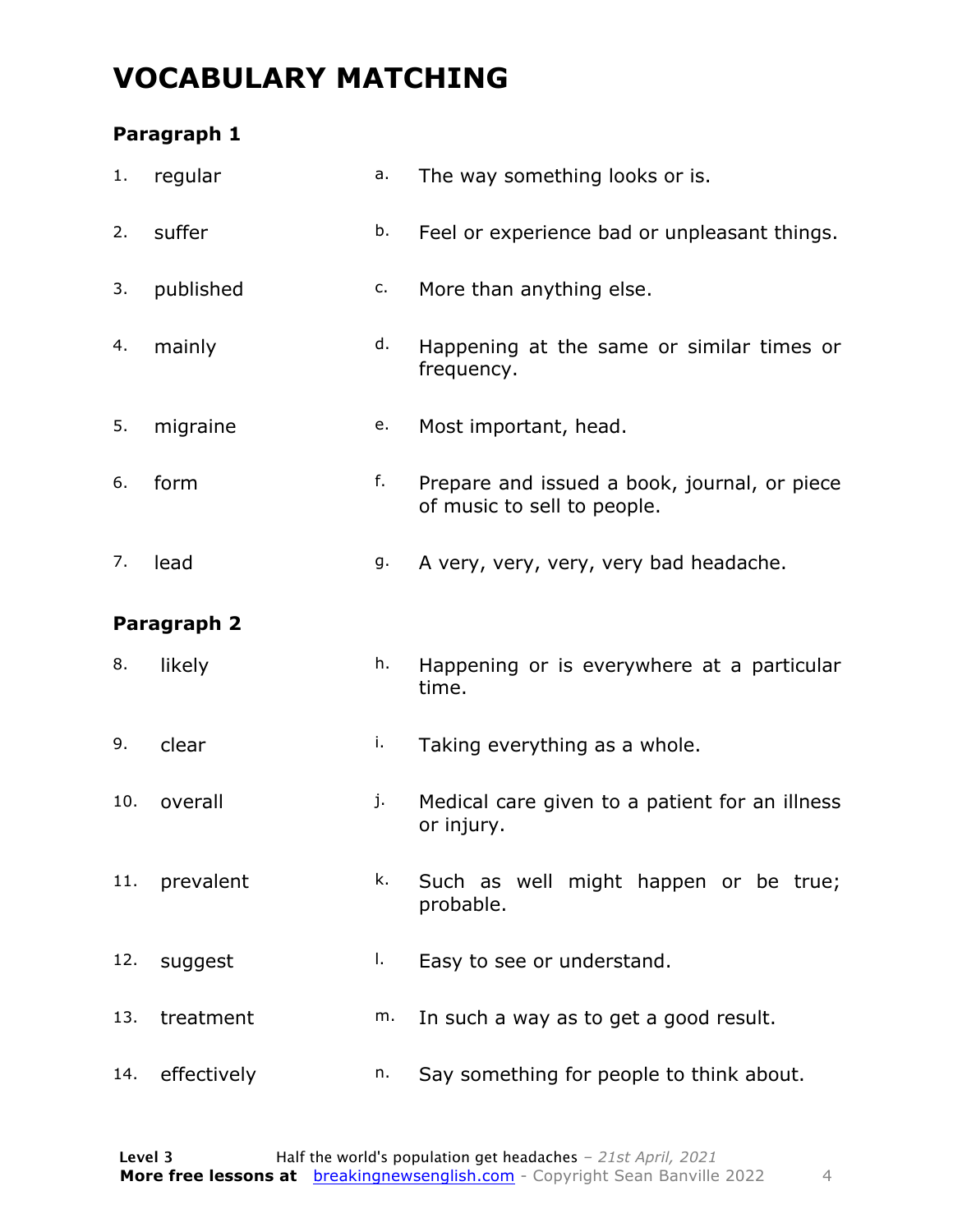# VOCABULARY MATCHING

### Paragraph 1

| | | | |
|---|---|---|---|
| 1. | regular | a. | The way something looks or is. |
| 2. | suffer | b. | Feel or experience bad or unpleasant things. |
| 3. | published | c. | More than anything else. |
| 4. | mainly | d. | Happening at the same or similar times or frequency. |
| 5. | migraine | e. | Most important, head. |
| 6. | form | f. | Prepare and issued a book, journal, or piece of music to sell to people. |
| 7. | lead | g. | A very, very, very, very bad headache. |

### Paragraph 2

| | | | |
|---|---|---|---|
| 8. | likely | h. | Happening or is everywhere at a particular time. |
| 9. | clear | i. | Taking everything as a whole. |
| 10. | overall | j. | Medical care given to a patient for an illness or injury. |
| 11. | prevalent | k. | Such as well might happen or be true; probable. |
| 12. | suggest | l. | Easy to see or understand. |
| 13. | treatment | m. | In such a way as to get a good result. |
| 14. | effectively | n. | Say something for people to think about. |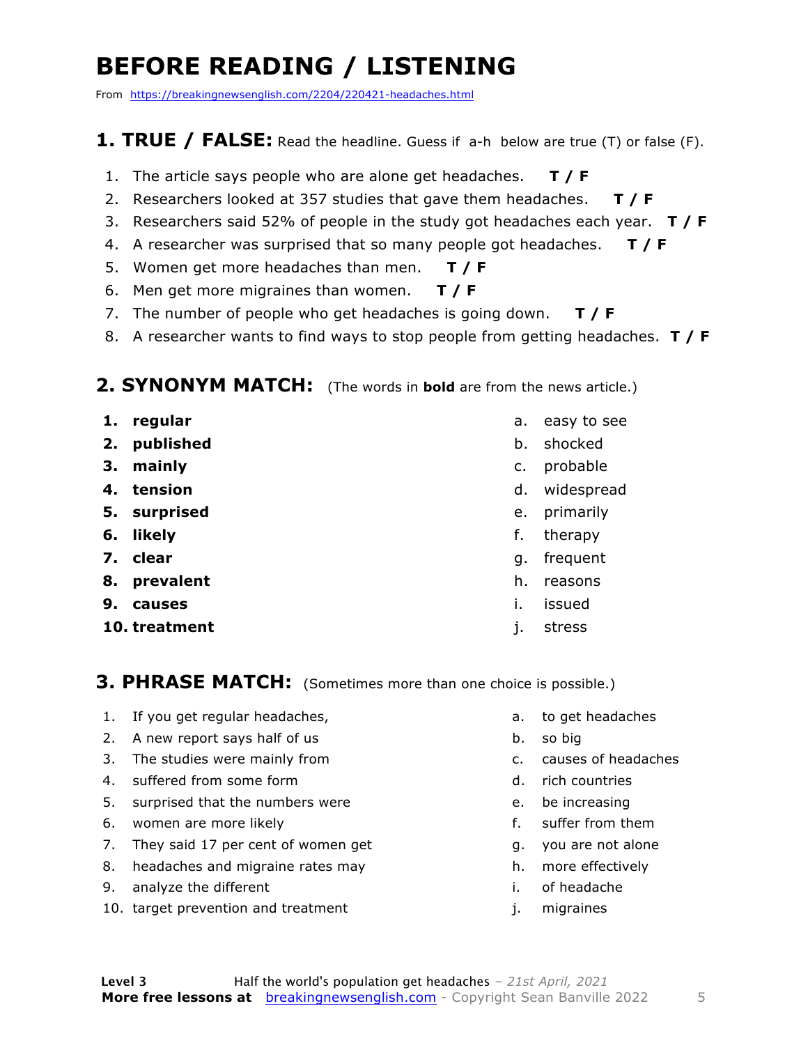# BEFORE READING / LISTENING

From https://breakingnewsenglish.com/2204/220421-headaches.html

## 1. TRUE / FALSE: Read the headline. Guess if a-h below are true (T) or false (F).

1. The article says people who are alone get headaches. **T / F**
2. Researchers looked at 357 studies that gave them headaches. **T / F**
3. Researchers said 52% of people in the study got headaches each year. **T / F**
4. A researcher was surprised that so many people got headaches. **T / F**
5. Women get more headaches than men. **T / F**
6. Men get more migraines than women. **T / F**
7. The number of people who get headaches is going down. **T / F**
8. A researcher wants to find ways to stop people from getting headaches. **T / F**

## 2. SYNONYM MATCH: (The words in **bold** are from the news article.)

1. **regular**
2. **published**
3. **mainly**
4. **tension**
5. **surprised**
6. **likely**
7. **clear**
8. **prevalent**
9. **causes**
10. **treatment**

a. easy to see
b. shocked
c. probable
d. widespread
e. primarily
f. therapy
g. frequent
h. reasons
i. issued
j. stress

## 3. PHRASE MATCH: (Sometimes more than one choice is possible.)

1. If you get regular headaches,
2. A new report says half of us
3. The studies were mainly from
4. suffered from some form
5. surprised that the numbers were
6. women are more likely
7. They said 17 per cent of women get
8. headaches and migraine rates may
9. analyze the different
10. target prevention and treatment

a. to get headaches
b. so big
c. causes of headaches
d. rich countries
e. be increasing
f. suffer from them
g. you are not alone
h. more effectively
i. of headache
j. migraines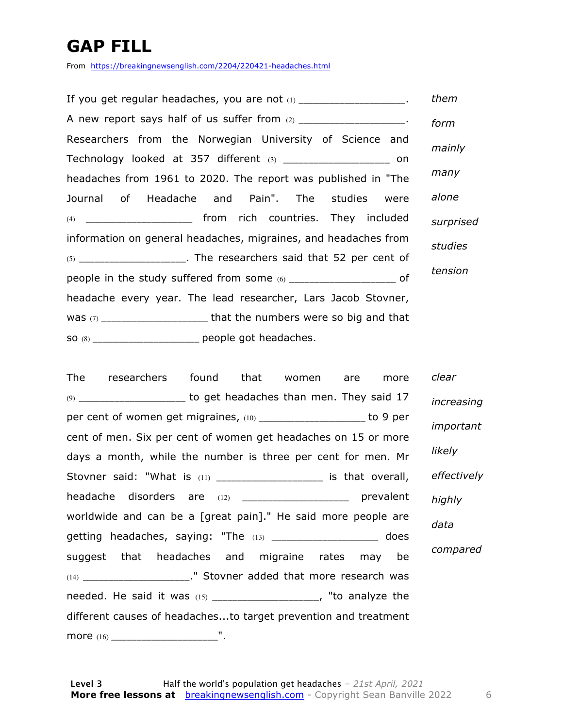# GAP FILL

From https://breakingnewsenglish.com/2204/220421-headaches.html

If you get regular headaches, you are not (1) \_\_\_\_\_\_\_\_\_\_\_\_\_\_\_\_\_\_. A new report says half of us suffer from (2) \_\_\_\_\_\_\_\_\_\_\_\_\_\_\_\_\_\_. Researchers from the Norwegian University of Science and Technology looked at 357 different (3) \_\_\_\_\_\_\_\_\_\_\_\_\_\_\_\_\_\_ on headaches from 1961 to 2020. The report was published in "The Journal of Headache and Pain". The studies were (4) \_\_\_\_\_\_\_\_\_\_\_\_\_\_\_\_\_\_ from rich countries. They included information on general headaches, migraines, and headaches from (5) \_\_\_\_\_\_\_\_\_\_\_\_\_\_\_\_\_\_. The researchers said that 52 per cent of people in the study suffered from some (6) \_\_\_\_\_\_\_\_\_\_\_\_\_\_\_\_\_\_ of headache every year. The lead researcher, Lars Jacob Stovner, was (7) \_\_\_\_\_\_\_\_\_\_\_\_\_\_\_\_\_\_ that the numbers were so big and that so (8) \_\_\_\_\_\_\_\_\_\_\_\_\_\_\_\_\_\_ people got headaches.

*them*

*form*

*mainly*

*many*

*alone*

*surprised*

*studies*

*tension*

The researchers found that women are more (9) \_\_\_\_\_\_\_\_\_\_\_\_\_\_\_\_\_\_ to get headaches than men. They said 17 per cent of women get migraines, (10) \_\_\_\_\_\_\_\_\_\_\_\_\_\_\_\_\_\_ to 9 per cent of men. Six per cent of women get headaches on 15 or more days a month, while the number is three per cent for men. Mr Stovner said: "What is (11) \_\_\_\_\_\_\_\_\_\_\_\_\_\_\_\_\_\_ is that overall, headache disorders are (12) \_\_\_\_\_\_\_\_\_\_\_\_\_\_\_\_\_\_ prevalent worldwide and can be a [great pain]." He said more people are getting headaches, saying: "The (13) \_\_\_\_\_\_\_\_\_\_\_\_\_\_\_\_\_\_ does suggest that headaches and migraine rates may be (14) \_\_\_\_\_\_\_\_\_\_\_\_\_\_\_\_\_\_." Stovner added that more research was needed. He said it was (15) \_\_\_\_\_\_\_\_\_\_\_\_\_\_\_\_\_\_, "to analyze the different causes of headaches...to target prevention and treatment more (16) \_\_\_\_\_\_\_\_\_\_\_\_\_\_\_\_\_\_".

*clear*

*increasing*

*important*

*likely*

*effectively*

*highly*

*data*

*compared*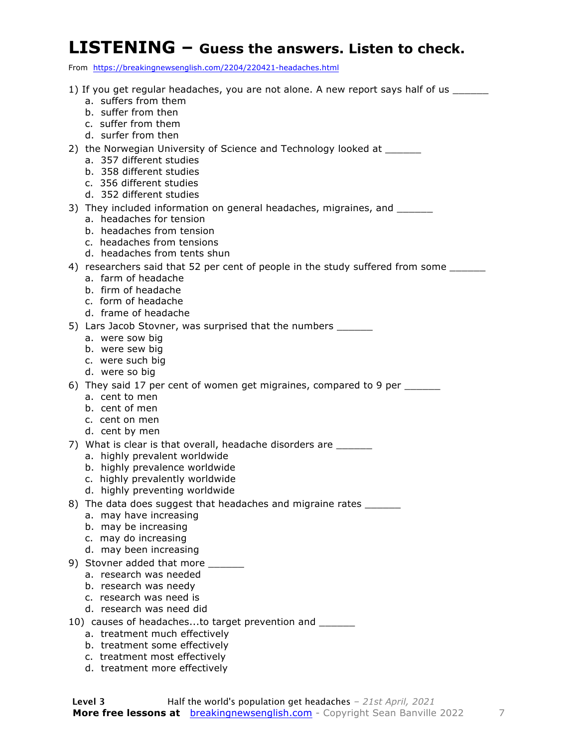# LISTENING – Guess the answers. Listen to check.

From https://breakingnewsenglish.com/2204/220421-headaches.html

1) If you get regular headaches, you are not alone. A new report says half of us ______
   a. suffers from them
   b. suffer from then
   c. suffer from them
   d. surfer from then

2) the Norwegian University of Science and Technology looked at ______
   a. 357 different studies
   b. 358 different studies
   c. 356 different studies
   d. 352 different studies

3) They included information on general headaches, migraines, and ______
   a. headaches for tension
   b. headaches from tension
   c. headaches from tensions
   d. headaches from tents shun

4) researchers said that 52 per cent of people in the study suffered from some ______
   a. farm of headache
   b. firm of headache
   c. form of headache
   d. frame of headache

5) Lars Jacob Stovner, was surprised that the numbers ______
   a. were sow big
   b. were sew big
   c. were such big
   d. were so big

6) They said 17 per cent of women get migraines, compared to 9 per ______
   a. cent to men
   b. cent of men
   c. cent on men
   d. cent by men

7) What is clear is that overall, headache disorders are ______
   a. highly prevalent worldwide
   b. highly prevalence worldwide
   c. highly prevalently worldwide
   d. highly preventing worldwide

8) The data does suggest that headaches and migraine rates ______
   a. may have increasing
   b. may be increasing
   c. may do increasing
   d. may been increasing

9) Stovner added that more ______
   a. research was needed
   b. research was needy
   c. research was need is
   d. research was need did

10) causes of headaches...to target prevention and ______
   a. treatment much effectively
   b. treatment some effectively
   c. treatment most effectively
   d. treatment more effectively

**Level 3** Half the world's population get headaches – *21st April, 2021*
**More free lessons at** breakingnewsenglish.com - Copyright Sean Banville 2022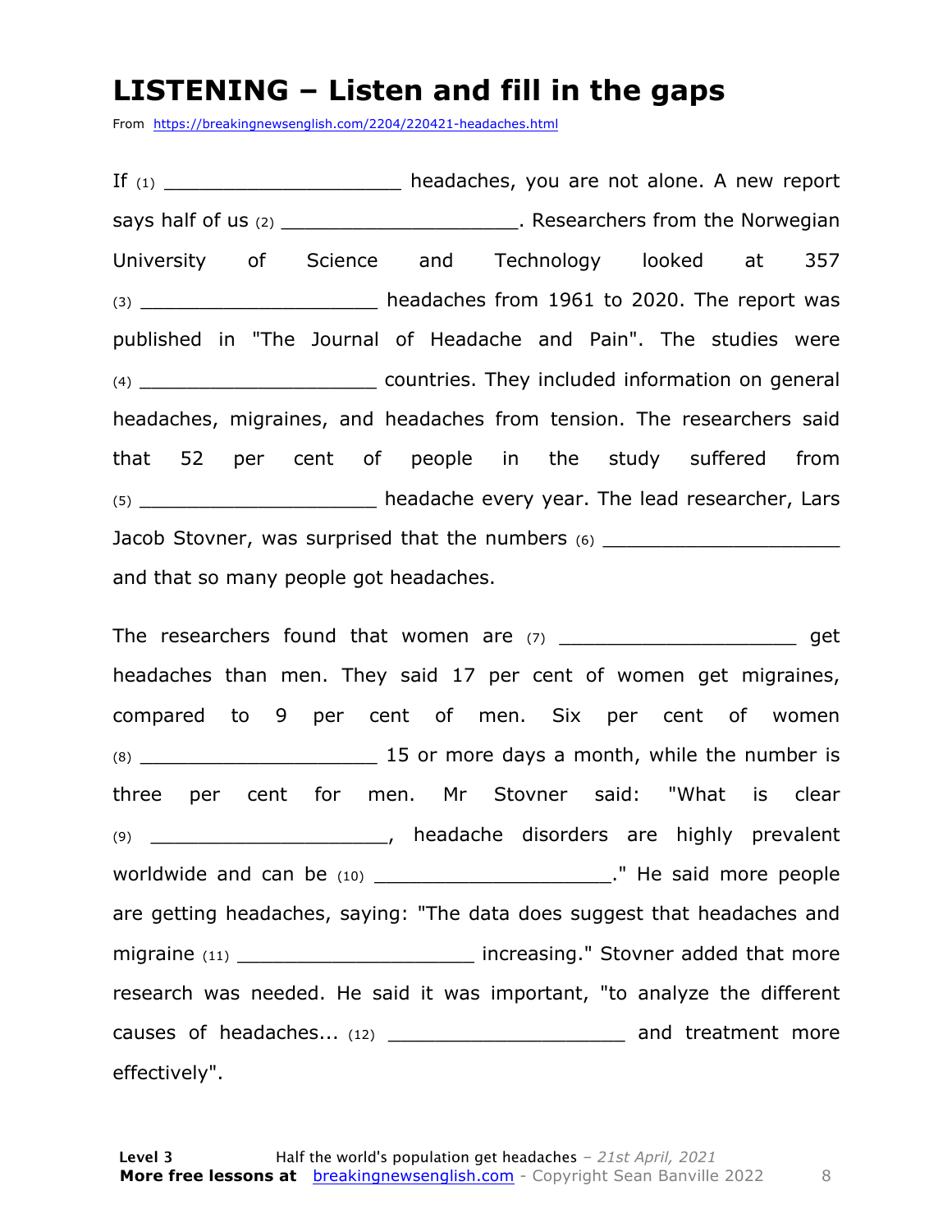# LISTENING – Listen and fill in the gaps

From https://breakingnewsenglish.com/2204/220421-headaches.html

If (1) ____________________ headaches, you are not alone. A new report says half of us (2) ____________________. Researchers from the Norwegian University of Science and Technology looked at 357 (3) ____________________ headaches from 1961 to 2020. The report was published in "The Journal of Headache and Pain". The studies were (4) ____________________ countries. They included information on general headaches, migraines, and headaches from tension. The researchers said that 52 per cent of people in the study suffered from (5) ____________________ headache every year. The lead researcher, Lars Jacob Stovner, was surprised that the numbers (6) ____________________ and that so many people got headaches.

The researchers found that women are (7) ____________________ get headaches than men. They said 17 per cent of women get migraines, compared to 9 per cent of men. Six per cent of women (8) ____________________ 15 or more days a month, while the number is three per cent for men. Mr Stovner said: "What is clear (9) ____________________, headache disorders are highly prevalent worldwide and can be (10) ____________________." He said more people are getting headaches, saying: "The data does suggest that headaches and migraine (11) ____________________ increasing." Stovner added that more research was needed. He said it was important, "to analyze the different causes of headaches... (12) ____________________ and treatment more effectively".

**Level 3** Half the world's population get headaches – *21st April, 2021*
**More free lessons at** breakingnewsenglish.com - Copyright Sean Banville 2022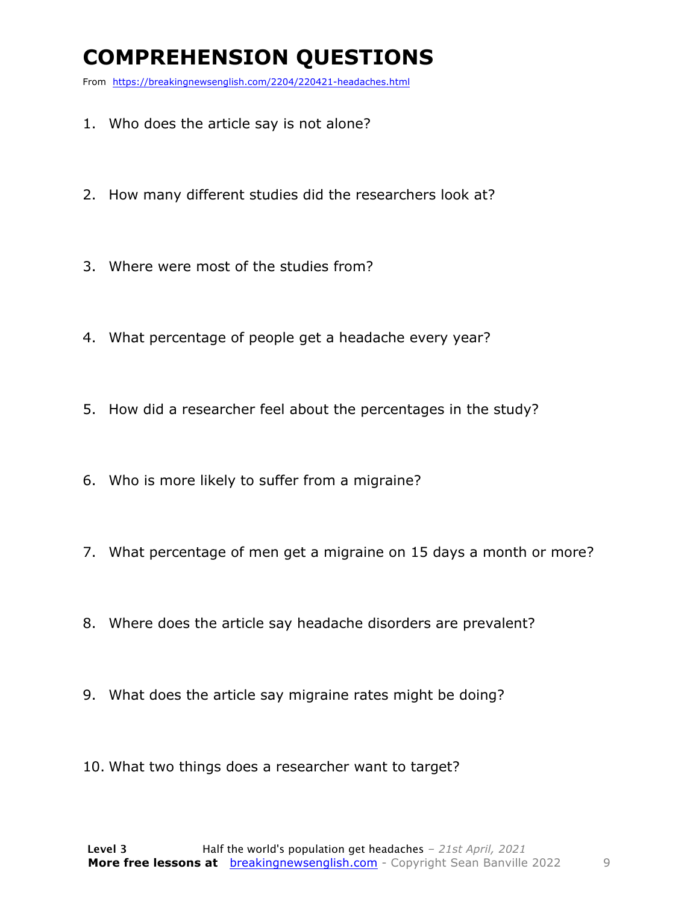# COMPREHENSION QUESTIONS

From https://breakingnewsenglish.com/2204/220421-headaches.html

1. Who does the article say is not alone?
2. How many different studies did the researchers look at?
3. Where were most of the studies from?
4. What percentage of people get a headache every year?
5. How did a researcher feel about the percentages in the study?
6. Who is more likely to suffer from a migraine?
7. What percentage of men get a migraine on 15 days a month or more?
8. Where does the article say headache disorders are prevalent?
9. What does the article say migraine rates might be doing?
10. What two things does a researcher want to target?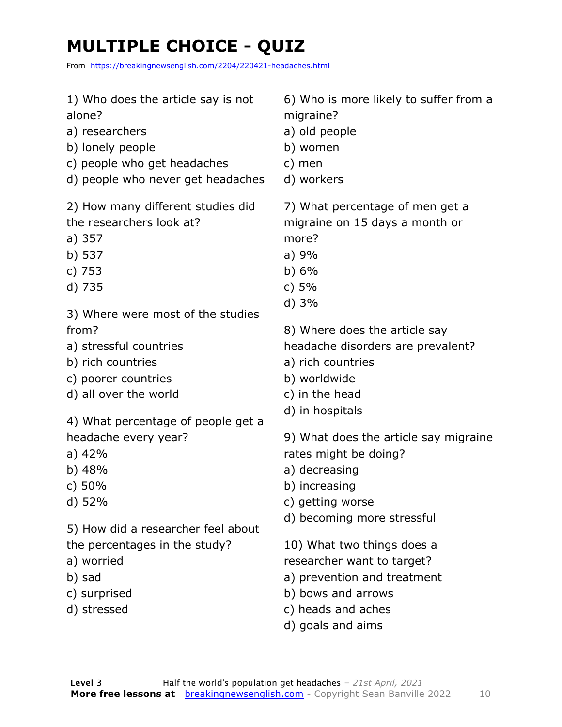# MULTIPLE CHOICE - QUIZ

From https://breakingnewsenglish.com/2204/220421-headaches.html

1) Who does the article say is not alone?

a) researchers
b) lonely people
c) people who get headaches
d) people who never get headaches

2) How many different studies did the researchers look at?

a) 357
b) 537
c) 753
d) 735

3) Where were most of the studies from?

a) stressful countries
b) rich countries
c) poorer countries
d) all over the world

4) What percentage of people get a headache every year?

a) 42%
b) 48%
c) 50%
d) 52%

5) How did a researcher feel about the percentages in the study?

a) worried
b) sad
c) surprised
d) stressed

6) Who is more likely to suffer from a migraine?

a) old people
b) women
c) men
d) workers

7) What percentage of men get a migraine on 15 days a month or more?

a) 9%
b) 6%
c) 5%
d) 3%

8) Where does the article say headache disorders are prevalent?

a) rich countries
b) worldwide
c) in the head
d) in hospitals

9) What does the article say migraine rates might be doing?

a) decreasing
b) increasing
c) getting worse
d) becoming more stressful

10) What two things does a researcher want to target?

a) prevention and treatment
b) bows and arrows
c) heads and aches
d) goals and aims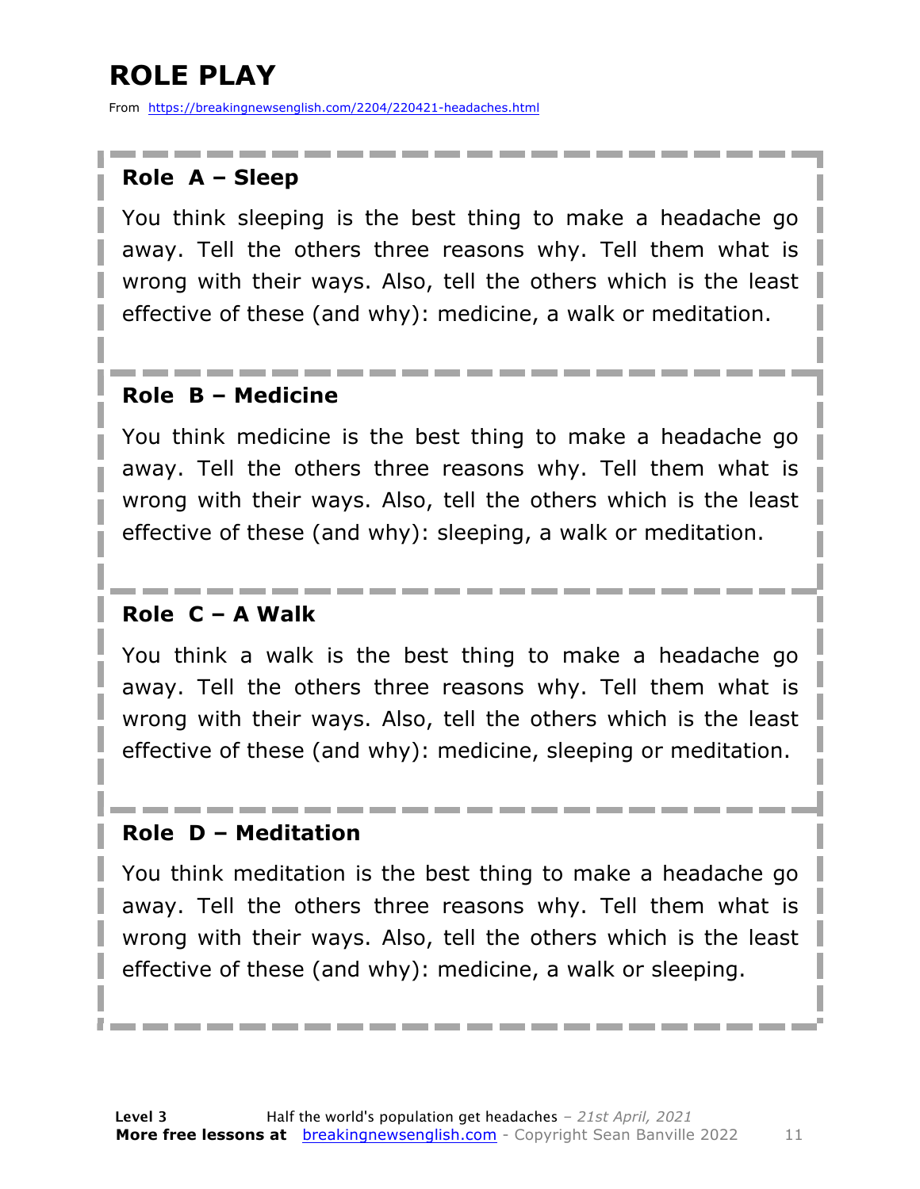# ROLE PLAY

From https://breakingnewsenglish.com/2204/220421-headaches.html

### Role A – Sleep

You think sleeping is the best thing to make a headache go away. Tell the others three reasons why. Tell them what is wrong with their ways. Also, tell the others which is the least effective of these (and why): medicine, a walk or meditation.

### Role B – Medicine

You think medicine is the best thing to make a headache go away. Tell the others three reasons why. Tell them what is wrong with their ways. Also, tell the others which is the least effective of these (and why): sleeping, a walk or meditation.

### Role C – A Walk

You think a walk is the best thing to make a headache go away. Tell the others three reasons why. Tell them what is wrong with their ways. Also, tell the others which is the least effective of these (and why): medicine, sleeping or meditation.

### Role D – Meditation

You think meditation is the best thing to make a headache go away. Tell the others three reasons why. Tell them what is wrong with their ways. Also, tell the others which is the least effective of these (and why): medicine, a walk or sleeping.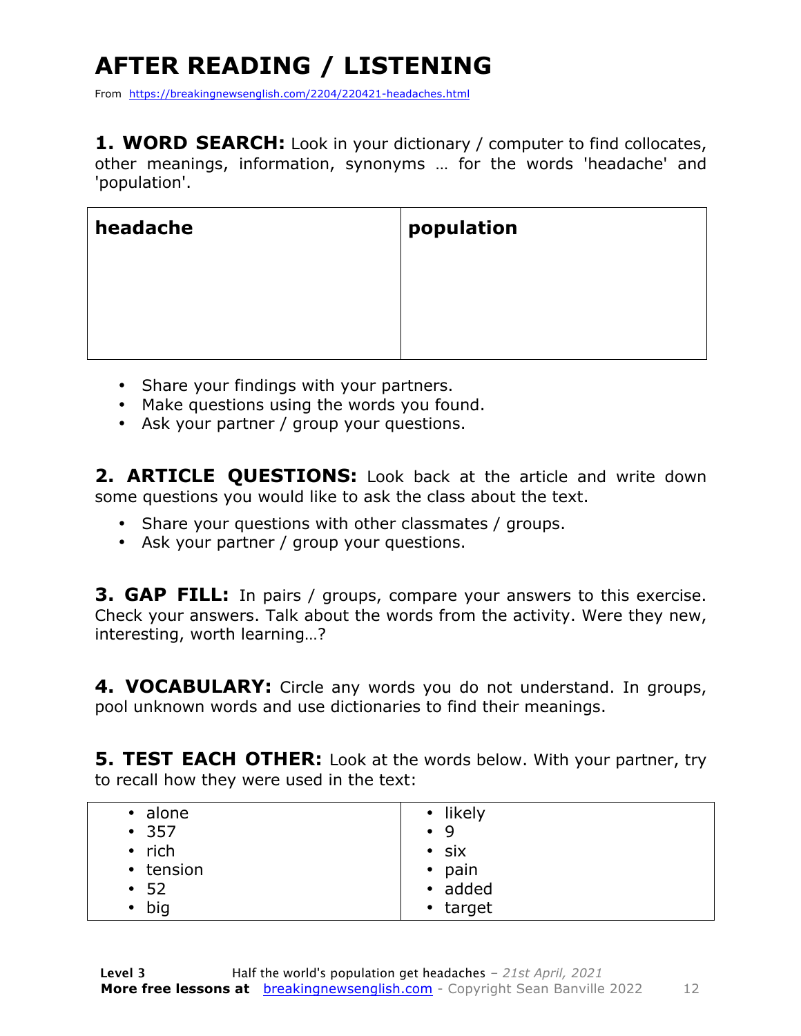# AFTER READING / LISTENING

From https://breakingnewsenglish.com/2204/220421-headaches.html

**1. WORD SEARCH:** Look in your dictionary / computer to find collocates, other meanings, information, synonyms … for the words 'headache' and 'population'.

| **headache** | **population** |
| --- | --- |
| | |

- Share your findings with your partners.
- Make questions using the words you found.
- Ask your partner / group your questions.

**2. ARTICLE QUESTIONS:** Look back at the article and write down some questions you would like to ask the class about the text.

- Share your questions with other classmates / groups.
- Ask your partner / group your questions.

**3. GAP FILL:** In pairs / groups, compare your answers to this exercise. Check your answers. Talk about the words from the activity. Were they new, interesting, worth learning…?

**4. VOCABULARY:** Circle any words you do not understand. In groups, pool unknown words and use dictionaries to find their meanings.

**5. TEST EACH OTHER:** Look at the words below. With your partner, try to recall how they were used in the text:

| | |
| --- | --- |
| • alone<br>• 357<br>• rich<br>• tension<br>• 52<br>• big | • likely<br>• 9<br>• six<br>• pain<br>• added<br>• target |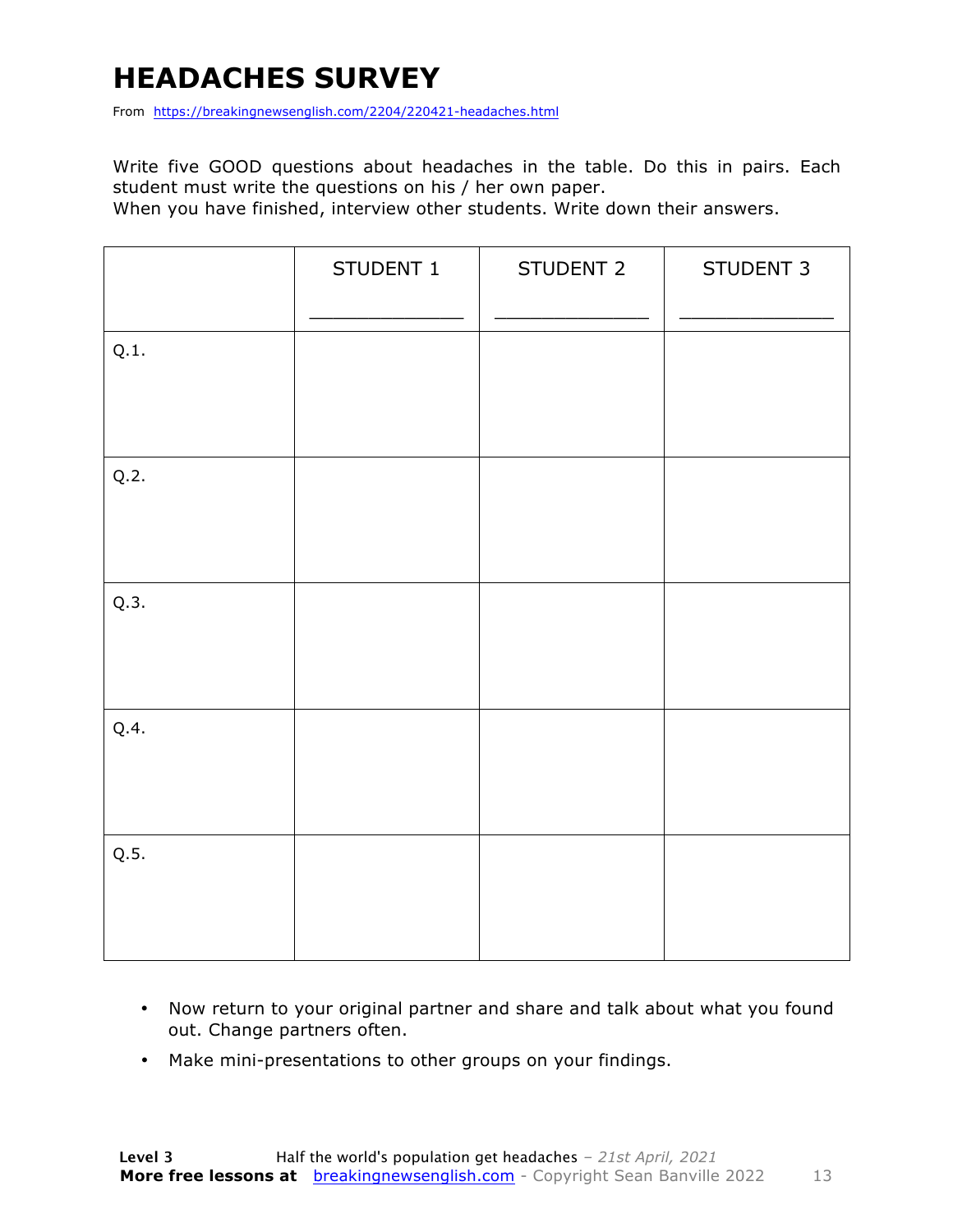# HEADACHES SURVEY

From https://breakingnewsenglish.com/2204/220421-headaches.html

Write five GOOD questions about headaches in the table. Do this in pairs. Each student must write the questions on his / her own paper.
When you have finished, interview other students. Write down their answers.

| | STUDENT 1<br>_____________ | STUDENT 2<br>_____________ | STUDENT 3<br>_____________ |
|---|---|---|---|
| Q.1. | | | |
| Q.2. | | | |
| Q.3. | | | |
| Q.4. | | | |
| Q.5. | | | |

- Now return to your original partner and share and talk about what you found out. Change partners often.
- Make mini-presentations to other groups on your findings.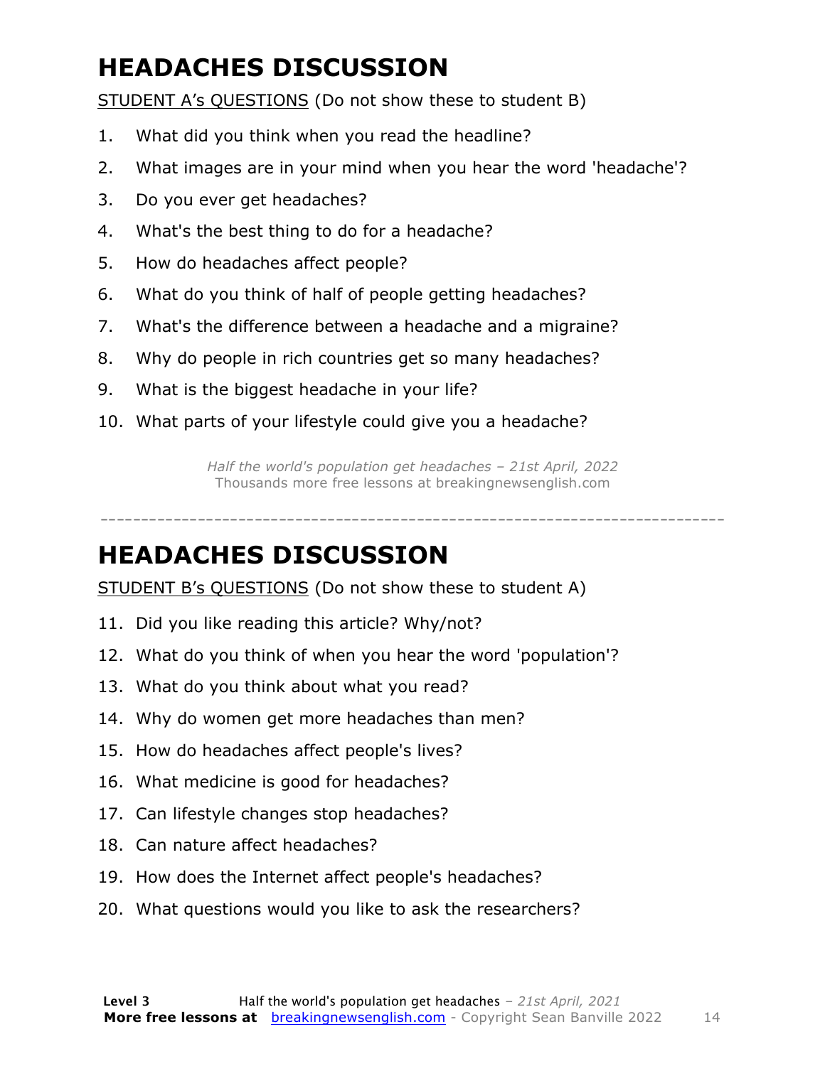# HEADACHES DISCUSSION

<u>STUDENT A's QUESTIONS</u> (Do not show these to student B)

1. What did you think when you read the headline?
2. What images are in your mind when you hear the word 'headache'?
3. Do you ever get headaches?
4. What's the best thing to do for a headache?
5. How do headaches affect people?
6. What do you think of half of people getting headaches?
7. What's the difference between a headache and a migraine?
8. Why do people in rich countries get so many headaches?
9. What is the biggest headache in your life?
10. What parts of your lifestyle could give you a headache?

*Half the world's population get headaches – 21st April, 2022*
Thousands more free lessons at breakingnewsenglish.com

---

# HEADACHES DISCUSSION

<u>STUDENT B's QUESTIONS</u> (Do not show these to student A)

11. Did you like reading this article? Why/not?
12. What do you think of when you hear the word 'population'?
13. What do you think about what you read?
14. Why do women get more headaches than men?
15. How do headaches affect people's lives?
16. What medicine is good for headaches?
17. Can lifestyle changes stop headaches?
18. Can nature affect headaches?
19. How does the Internet affect people's headaches?
20. What questions would you like to ask the researchers?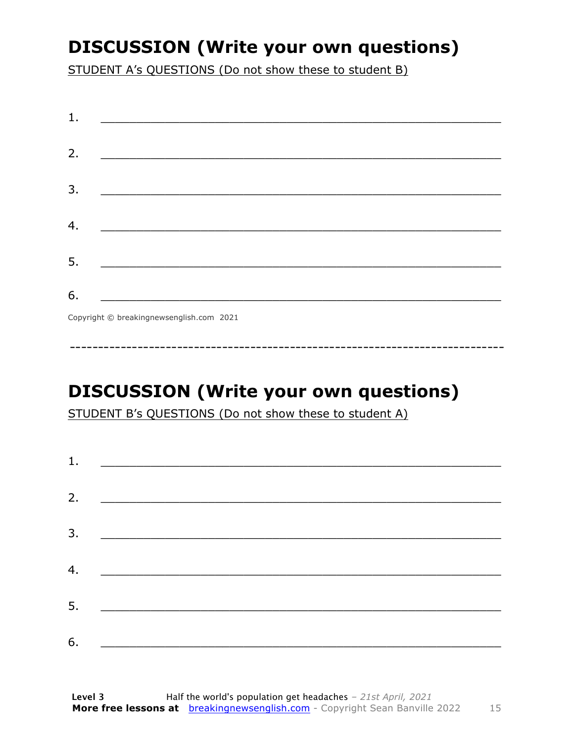## DISCUSSION (Write your own questions)

STUDENT A's QUESTIONS (Do not show these to student B)

1. ___________________________________________________________

2. ___________________________________________________________

3. ___________________________________________________________

4. ___________________________________________________________

5. ___________________________________________________________

6. ___________________________________________________________

Copyright © breakingnewsenglish.com 2021

---

## DISCUSSION (Write your own questions)

STUDENT B's QUESTIONS (Do not show these to student A)

1. ___________________________________________________________

2. ___________________________________________________________

3. ___________________________________________________________

4. ___________________________________________________________

5. ___________________________________________________________

6. ___________________________________________________________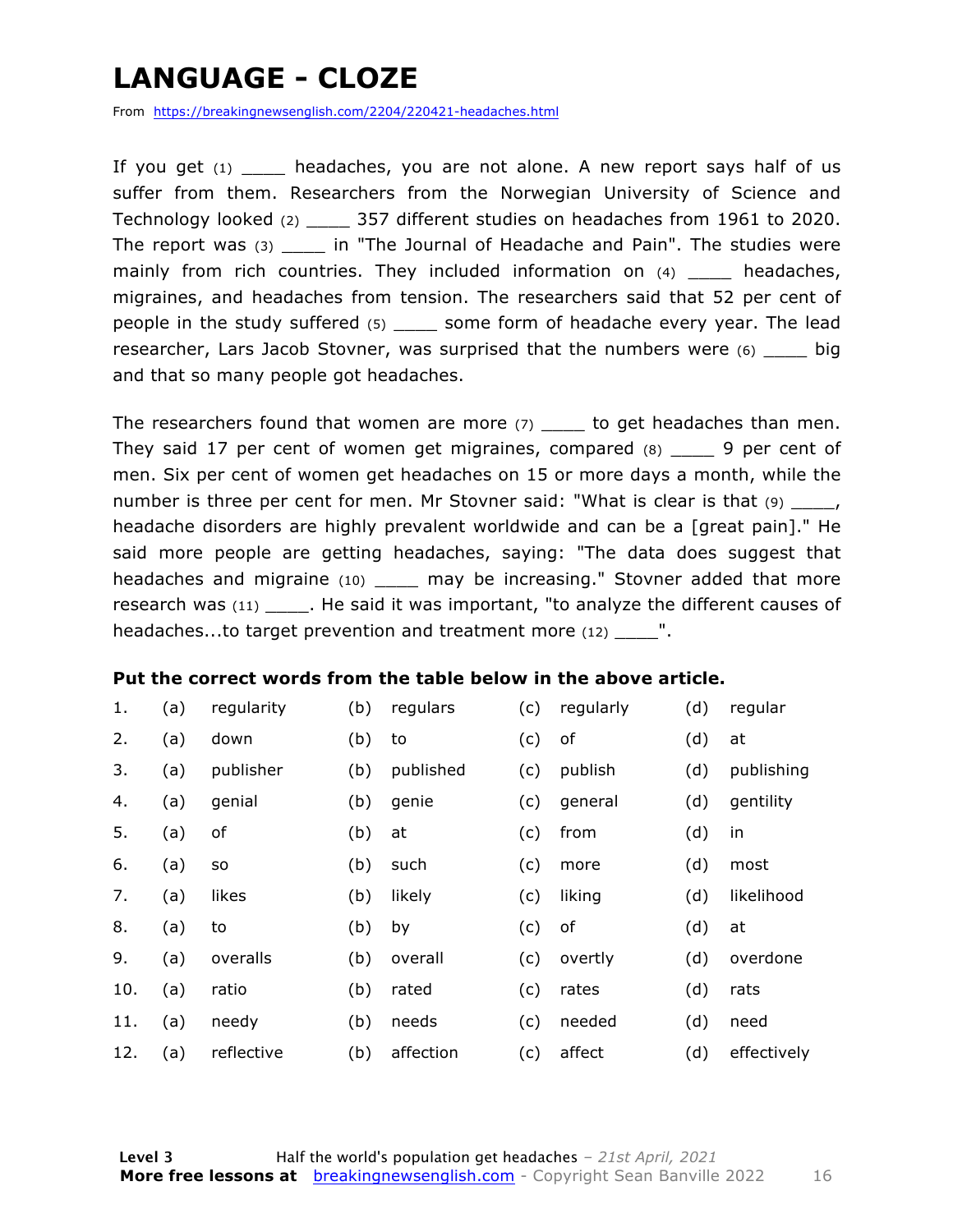# LANGUAGE - CLOZE

From https://breakingnewsenglish.com/2204/220421-headaches.html

If you get (1) ____ headaches, you are not alone. A new report says half of us suffer from them. Researchers from the Norwegian University of Science and Technology looked (2) ____ 357 different studies on headaches from 1961 to 2020. The report was (3) ____ in "The Journal of Headache and Pain". The studies were mainly from rich countries. They included information on (4) ____ headaches, migraines, and headaches from tension. The researchers said that 52 per cent of people in the study suffered (5) ____ some form of headache every year. The lead researcher, Lars Jacob Stovner, was surprised that the numbers were (6) ____ big and that so many people got headaches.

The researchers found that women are more (7) ____ to get headaches than men. They said 17 per cent of women get migraines, compared (8) ____ 9 per cent of men. Six per cent of women get headaches on 15 or more days a month, while the number is three per cent for men. Mr Stovner said: "What is clear is that (9) ____, headache disorders are highly prevalent worldwide and can be a [great pain]." He said more people are getting headaches, saying: "The data does suggest that headaches and migraine (10) ____ may be increasing." Stovner added that more research was (11) ____. He said it was important, "to analyze the different causes of headaches...to target prevention and treatment more (12) ____".

**Put the correct words from the table below in the above article.**

| | | | | | | | | |
|---|---|---|---|---|---|---|---|---|
| 1. | (a) | regularity | (b) | regulars | (c) | regularly | (d) | regular |
| 2. | (a) | down | (b) | to | (c) | of | (d) | at |
| 3. | (a) | publisher | (b) | published | (c) | publish | (d) | publishing |
| 4. | (a) | genial | (b) | genie | (c) | general | (d) | gentility |
| 5. | (a) | of | (b) | at | (c) | from | (d) | in |
| 6. | (a) | so | (b) | such | (c) | more | (d) | most |
| 7. | (a) | likes | (b) | likely | (c) | liking | (d) | likelihood |
| 8. | (a) | to | (b) | by | (c) | of | (d) | at |
| 9. | (a) | overalls | (b) | overall | (c) | overtly | (d) | overdone |
| 10. | (a) | ratio | (b) | rated | (c) | rates | (d) | rats |
| 11. | (a) | needy | (b) | needs | (c) | needed | (d) | need |
| 12. | (a) | reflective | (b) | affection | (c) | affect | (d) | effectively |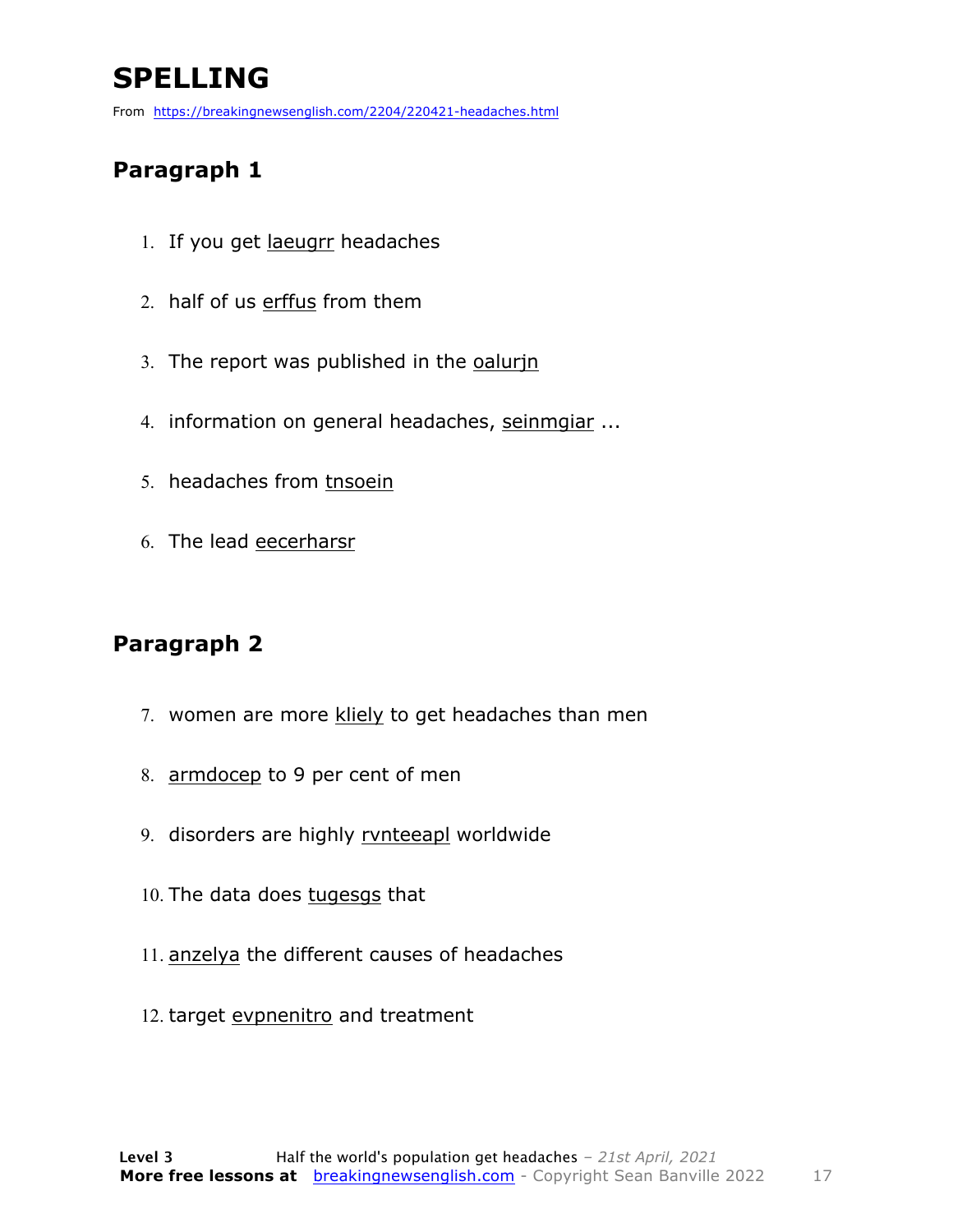# SPELLING

From https://breakingnewsenglish.com/2204/220421-headaches.html

## Paragraph 1

1. If you get laeugrr headaches
2. half of us erffus from them
3. The report was published in the oalurjn
4. information on general headaches, seinmgiar ...
5. headaches from tnsoein
6. The lead eecerharsr

## Paragraph 2

7. women are more kliely to get headaches than men
8. armdocep to 9 per cent of men
9. disorders are highly rvnteeapl worldwide
10. The data does tugesgs that
11. anzelya the different causes of headaches
12. target evpnenitro and treatment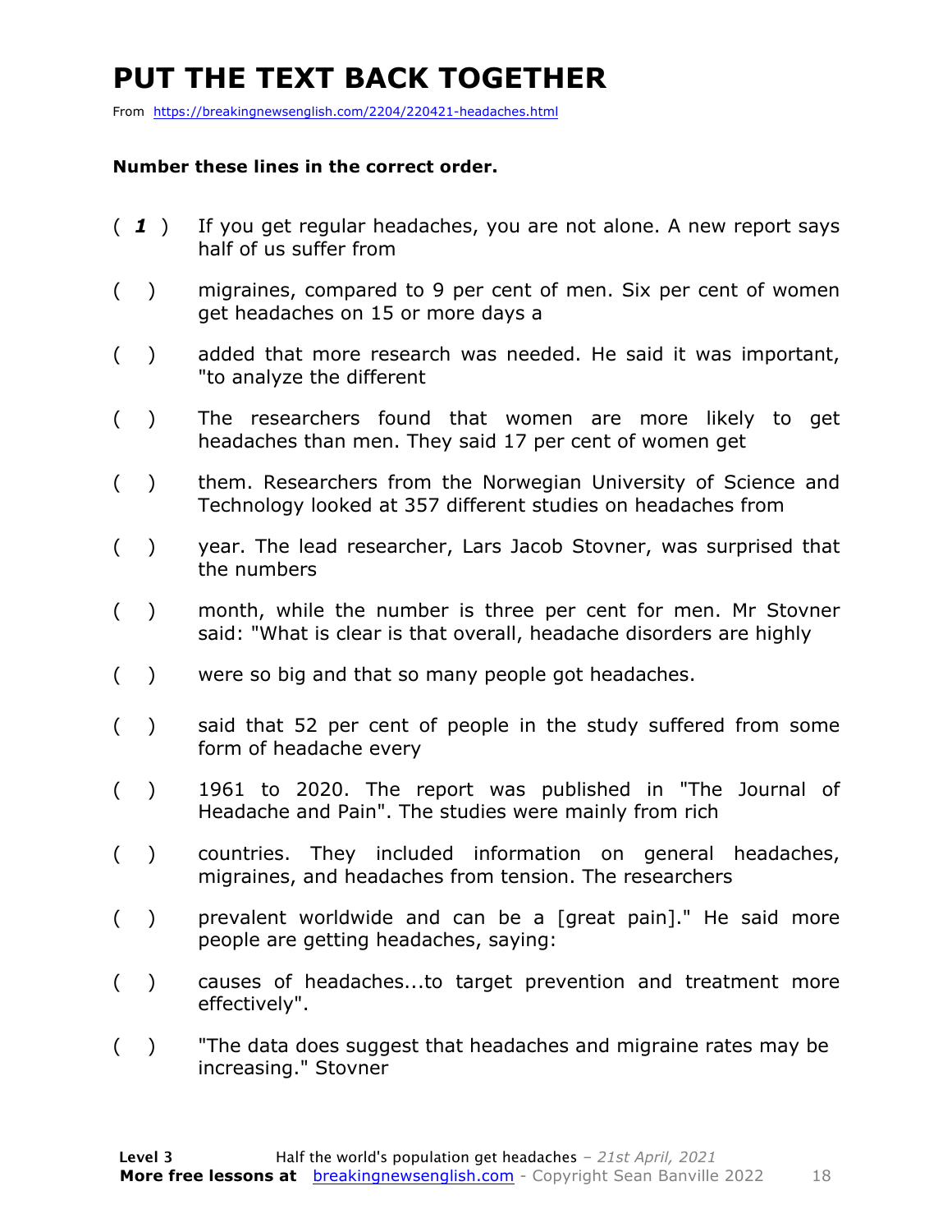# PUT THE TEXT BACK TOGETHER

From https://breakingnewsenglish.com/2204/220421-headaches.html

**Number these lines in the correct order.**

( *1* ) If you get regular headaches, you are not alone. A new report says half of us suffer from

( ) migraines, compared to 9 per cent of men. Six per cent of women get headaches on 15 or more days a

( ) added that more research was needed. He said it was important, "to analyze the different

( ) The researchers found that women are more likely to get headaches than men. They said 17 per cent of women get

( ) them. Researchers from the Norwegian University of Science and Technology looked at 357 different studies on headaches from

( ) year. The lead researcher, Lars Jacob Stovner, was surprised that the numbers

( ) month, while the number is three per cent for men. Mr Stovner said: "What is clear is that overall, headache disorders are highly

( ) were so big and that so many people got headaches.

( ) said that 52 per cent of people in the study suffered from some form of headache every

( ) 1961 to 2020. The report was published in "The Journal of Headache and Pain". The studies were mainly from rich

( ) countries. They included information on general headaches, migraines, and headaches from tension. The researchers

( ) prevalent worldwide and can be a [great pain]." He said more people are getting headaches, saying:

( ) causes of headaches...to target prevention and treatment more effectively".

( ) "The data does suggest that headaches and migraine rates may be increasing." Stovner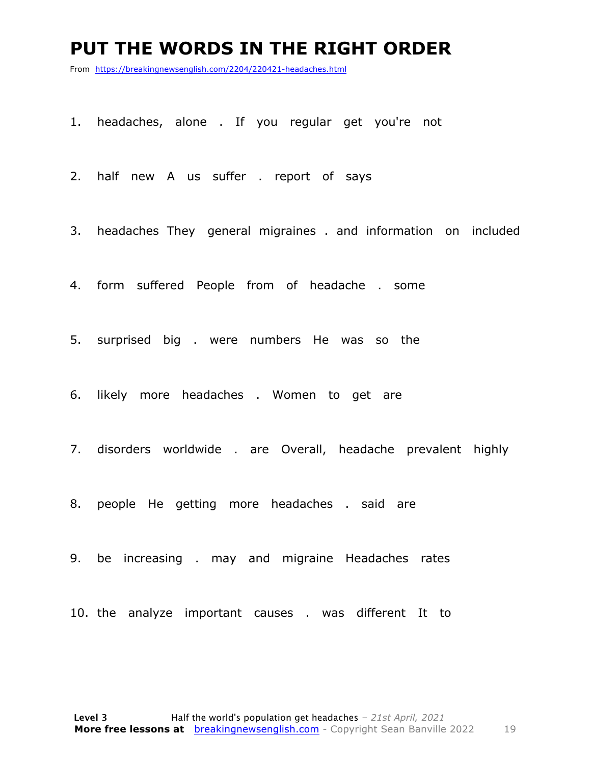# PUT THE WORDS IN THE RIGHT ORDER

From https://breakingnewsenglish.com/2204/220421-headaches.html

1. headaches, alone . If you regular get you're not

2. half new A us suffer . report of says

3. headaches They general migraines . and information on included

4. form suffered People from of headache . some

5. surprised big . were numbers He was so the

6. likely more headaches . Women to get are

7. disorders worldwide . are Overall, headache prevalent highly

8. people He getting more headaches . said are

9. be increasing . may and migraine Headaches rates

10. the analyze important causes . was different It to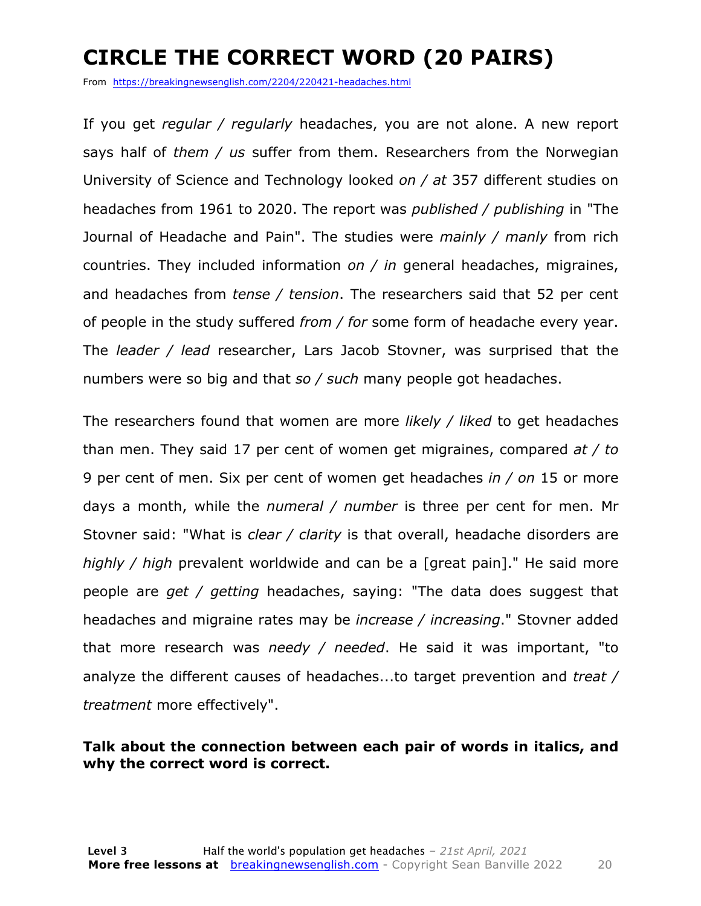# CIRCLE THE CORRECT WORD (20 PAIRS)

From https://breakingnewsenglish.com/2204/220421-headaches.html

If you get *regular / regularly* headaches, you are not alone. A new report says half of *them / us* suffer from them. Researchers from the Norwegian University of Science and Technology looked *on / at* 357 different studies on headaches from 1961 to 2020. The report was *published / publishing* in "The Journal of Headache and Pain". The studies were *mainly / manly* from rich countries. They included information *on / in* general headaches, migraines, and headaches from *tense / tension*. The researchers said that 52 per cent of people in the study suffered *from / for* some form of headache every year. The *leader / lead* researcher, Lars Jacob Stovner, was surprised that the numbers were so big and that *so / such* many people got headaches.

The researchers found that women are more *likely / liked* to get headaches than men. They said 17 per cent of women get migraines, compared *at / to* 9 per cent of men. Six per cent of women get headaches *in / on* 15 or more days a month, while the *numeral / number* is three per cent for men. Mr Stovner said: "What is *clear / clarity* is that overall, headache disorders are *highly / high* prevalent worldwide and can be a [great pain]." He said more people are *get / getting* headaches, saying: "The data does suggest that headaches and migraine rates may be *increase / increasing*." Stovner added that more research was *needy / needed*. He said it was important, "to analyze the different causes of headaches...to target prevention and *treat / treatment* more effectively".

**Talk about the connection between each pair of words in italics, and why the correct word is correct.**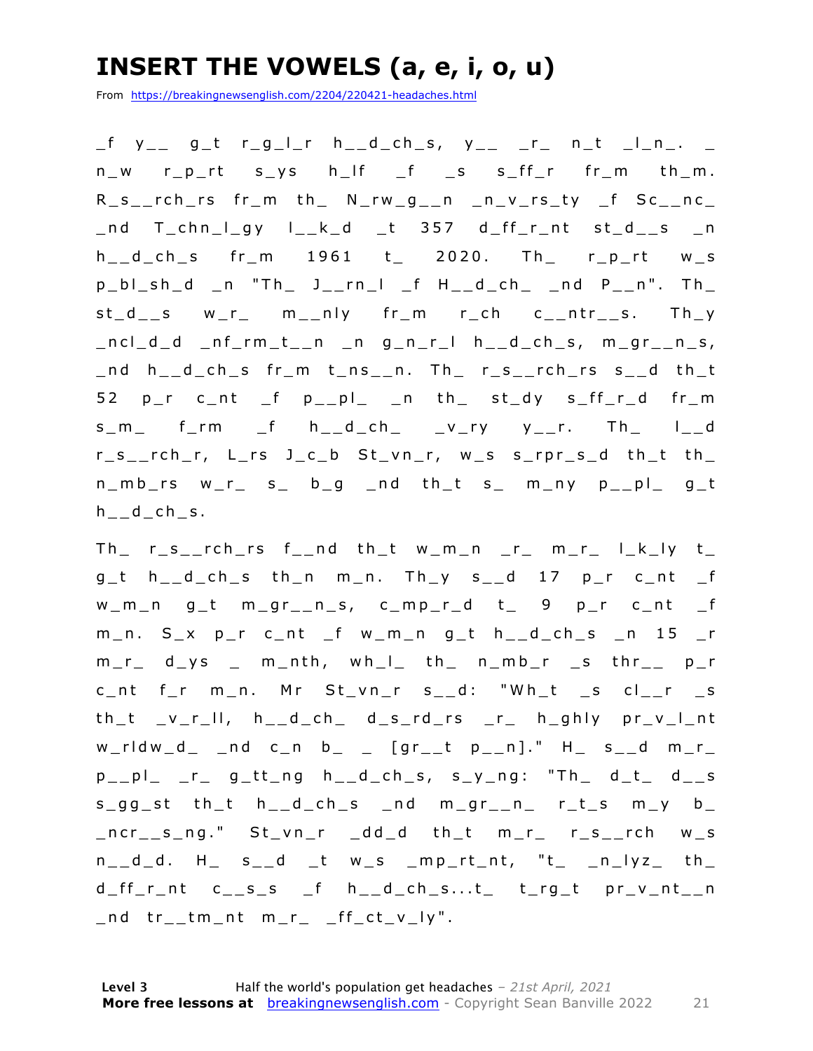# INSERT THE VOWELS (a, e, i, o, u)

From https://breakingnewsenglish.com/2204/220421-headaches.html

_f y__ g_t r_g_l_r h__d_ch_s, y__ _r_ n_t _l_n_. _ n_w r_p_rt s_ys h_lf _f _s s_ff_r fr_m th_m. R_s__rch_rs fr_m th_ N_rw_g__n _n_v_rs_ty _f Sc__nc_ _nd T_chn_l_gy l__k_d _t 357 d_ff_r_nt st_d__s _n h__d_ch_s fr_m 1961 t_ 2020. Th_ r_p_rt w_s p_bl_sh_d _n "Th_ J__rn_l _f H__d_ch_ _nd P__n". Th_ st_d__s w_r_ m__nly fr_m r_ch c__ntr__s. Th_y _ncl_d_d _nf_rm_t__n _n g_n_r_l h__d_ch_s, m_gr__n_s, _nd h__d_ch_s fr_m t_ns__n. Th_ r_s__rch_rs s__d th_t 52 p_r c_nt _f p__pl_ _n th_ st_dy s_ff_r_d fr_m s_m_ f_rm _f h__d_ch_ _v_ry y__r. Th_ l__d r_s__rch_r, L_rs J_c_b St_vn_r, w_s s_rpr_s_d th_t th_ n_mb_rs w_r_ s_ b_g _nd th_t s_ m_ny p__pl_ g_t h__d_ch_s.

Th_ r_s__rch_rs f__nd th_t w_m_n _r_ m_r_ l_k_ly t_ g_t h__d_ch_s th_n m_n. Th_y s__d 17 p_r c_nt _f w_m_n g_t m_gr__n_s, c_mp_r_d t_ 9 p_r c_nt _f m_n. S_x p_r c_nt _f w_m_n g_t h__d_ch_s _n 15 _r m_r_ d_ys _ m_nth, wh_l_ th_ n_mb_r _s thr__ p_r c_nt f_r m_n. Mr St_vn_r s__d: "Wh_t _s cl__r _s th_t _v_r_ll, h__d_ch_ d_s_rd_rs _r_ h_ghly pr_v_l_nt w_rldw_d_ _nd c_n b_ _ [gr__t p__n]." H_ s__d m_r_ p__pl_ _r_ g_tt_ng h__d_ch_s, s_y_ng: "Th_ d_t_ d__s s_gg_st th_t h__d_ch_s _nd m_gr__n_ r_t_s m_y b_ _ncr__s_ng." St_vn_r _dd_d th_t m_r_ r_s__rch w_s n__d_d. H_ s__d _t w_s _mp_rt_nt, "t_ _n_lyz_ th_ d_ff_r_nt c__s_s _f h__d_ch_s...t_ t_rg_t pr_v_nt__n _nd tr__tm_nt m_r_ _ff_ct_v_ly".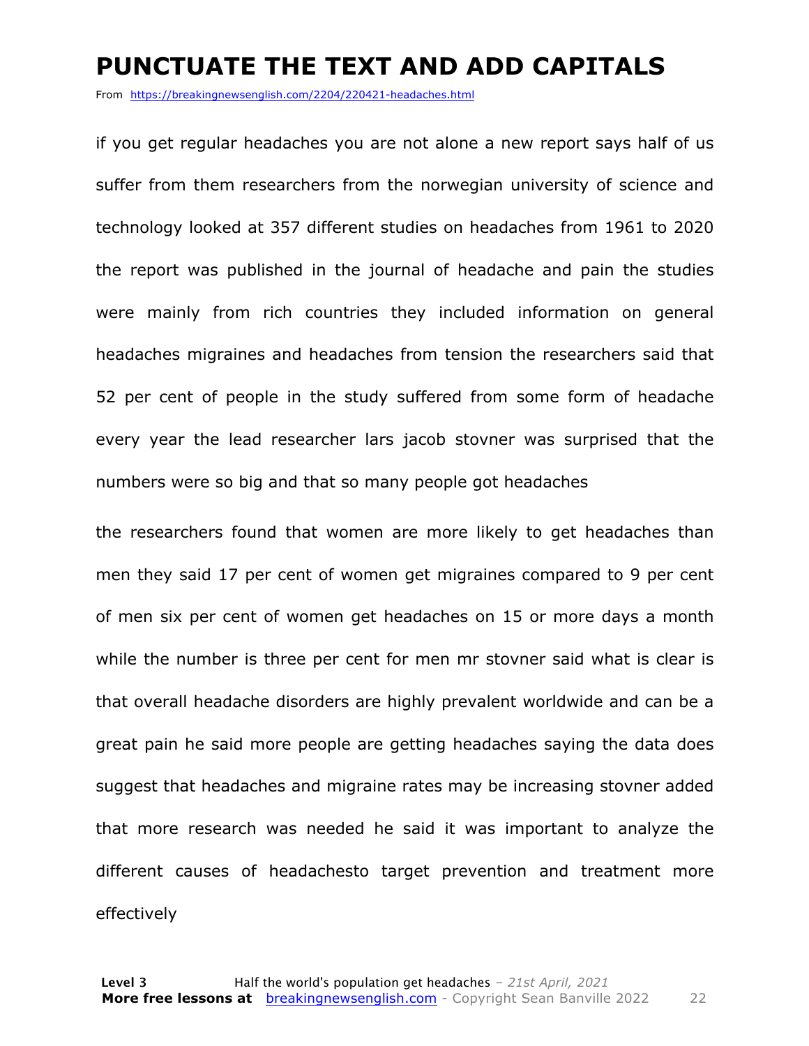# PUNCTUATE THE TEXT AND ADD CAPITALS

From https://breakingnewsenglish.com/2204/220421-headaches.html

if you get regular headaches you are not alone a new report says half of us suffer from them researchers from the norwegian university of science and technology looked at 357 different studies on headaches from 1961 to 2020 the report was published in the journal of headache and pain the studies were mainly from rich countries they included information on general headaches migraines and headaches from tension the researchers said that 52 per cent of people in the study suffered from some form of headache every year the lead researcher lars jacob stovner was surprised that the numbers were so big and that so many people got headaches

the researchers found that women are more likely to get headaches than men they said 17 per cent of women get migraines compared to 9 per cent of men six per cent of women get headaches on 15 or more days a month while the number is three per cent for men mr stovner said what is clear is that overall headache disorders are highly prevalent worldwide and can be a great pain he said more people are getting headaches saying the data does suggest that headaches and migraine rates may be increasing stovner added that more research was needed he said it was important to analyze the different causes of headachesto target prevention and treatment more effectively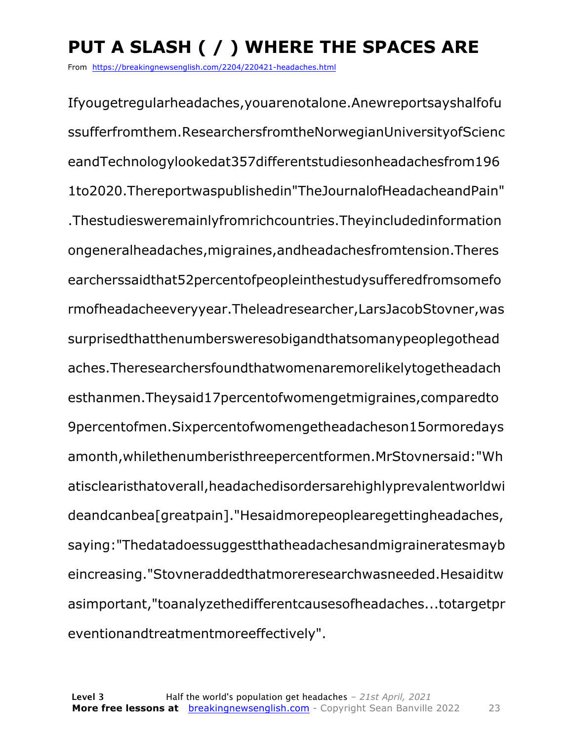# PUT A SLASH ( / ) WHERE THE SPACES ARE

From https://breakingnewsenglish.com/2204/220421-headaches.html

Ifyougetregularheadaches,youarenotalone.Anewreportsayshalfofu
ssufferfromthem.ResearchersfromtheNorwegianUniversityofScienc
eandTechnologylookedat357differentstudiesonheadachesfrom196
1to2020.Thereportwaspublishedin"TheJournalofHeadacheandPain"
.Thestudiesweremainlyfromrichcountries.Theyincludedinformation
ongeneralheadaches,migraines,andheadachesfromtension.Theres
earcherssaidthat52percentofpeopleinthestudysufferedfromsomefo
rmofheadacheeveryyear.Theleadresearcher,LarsJacobStovner,was
surprisedthatthenumbersweresobigandthatsomanypeoplegothead
aches.Theresearchersfoundthatwomenaremorelikelytogetheadach
esthanmen.Theysaid17percentofwomengetmigraines,comparedto
9percentofmen.Sixpercentofwomengetheadacheson15ormoredays
amonth,whilethenumberisthreepercentformen.MrStovnersaid:"Wh
atisclearisthatoverall,headachedisordersarehighlyprevalentworldwi
deandcanbea[greatpain]."Hesaidmorepeoplearegettingheadaches,
saying:"Thedatadoessuggestthatheadachesandmigraineratesmayb
eincreasing."Stovneraddedthatmoreresearchwasneeded.Hesaiditw
asimportant,"toanalyzethedifferentcausesofheadaches...totargetpr
eventionandtreatmentmoreeffectively".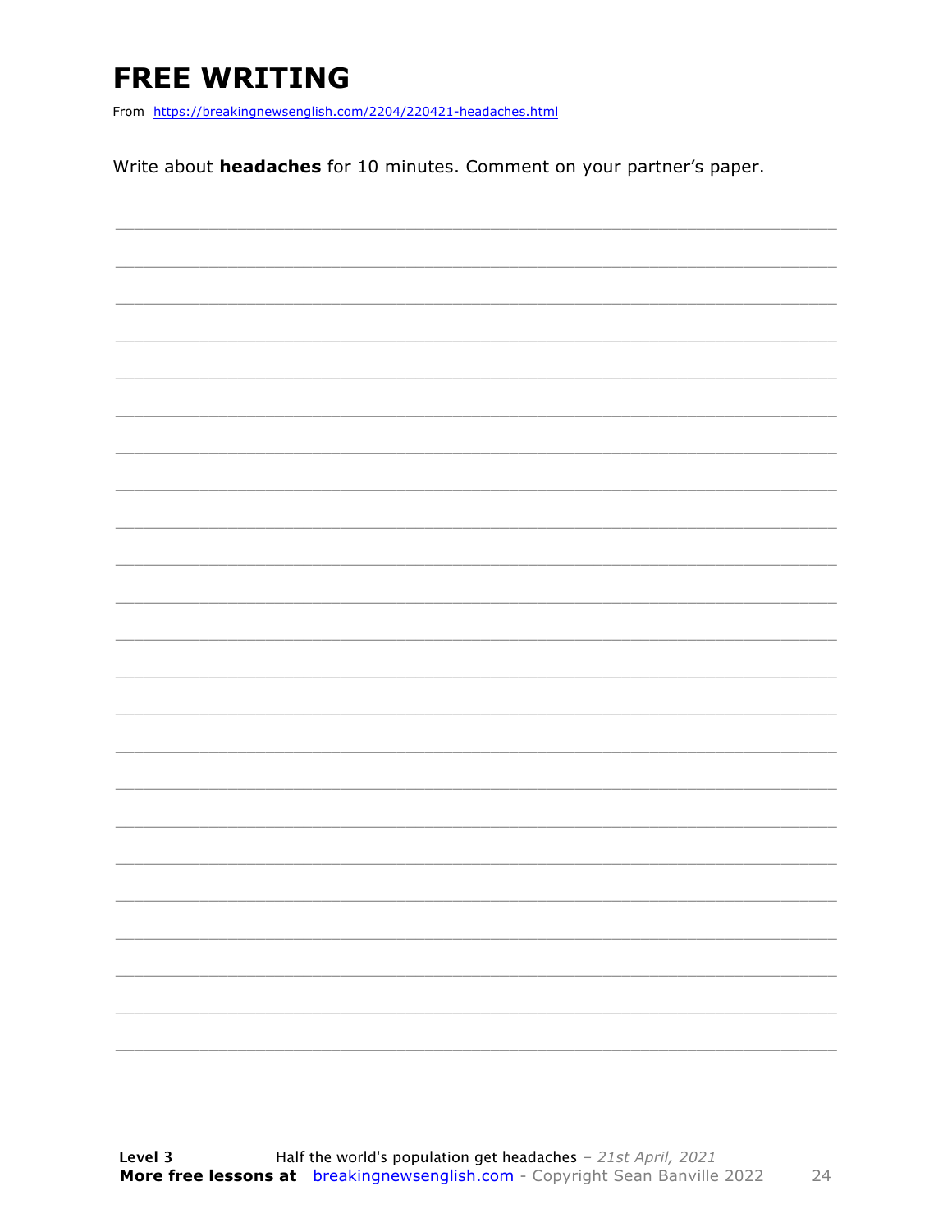# FREE WRITING

From https://breakingnewsenglish.com/2204/220421-headaches.html

Write about **headaches** for 10 minutes. Comment on your partner's paper.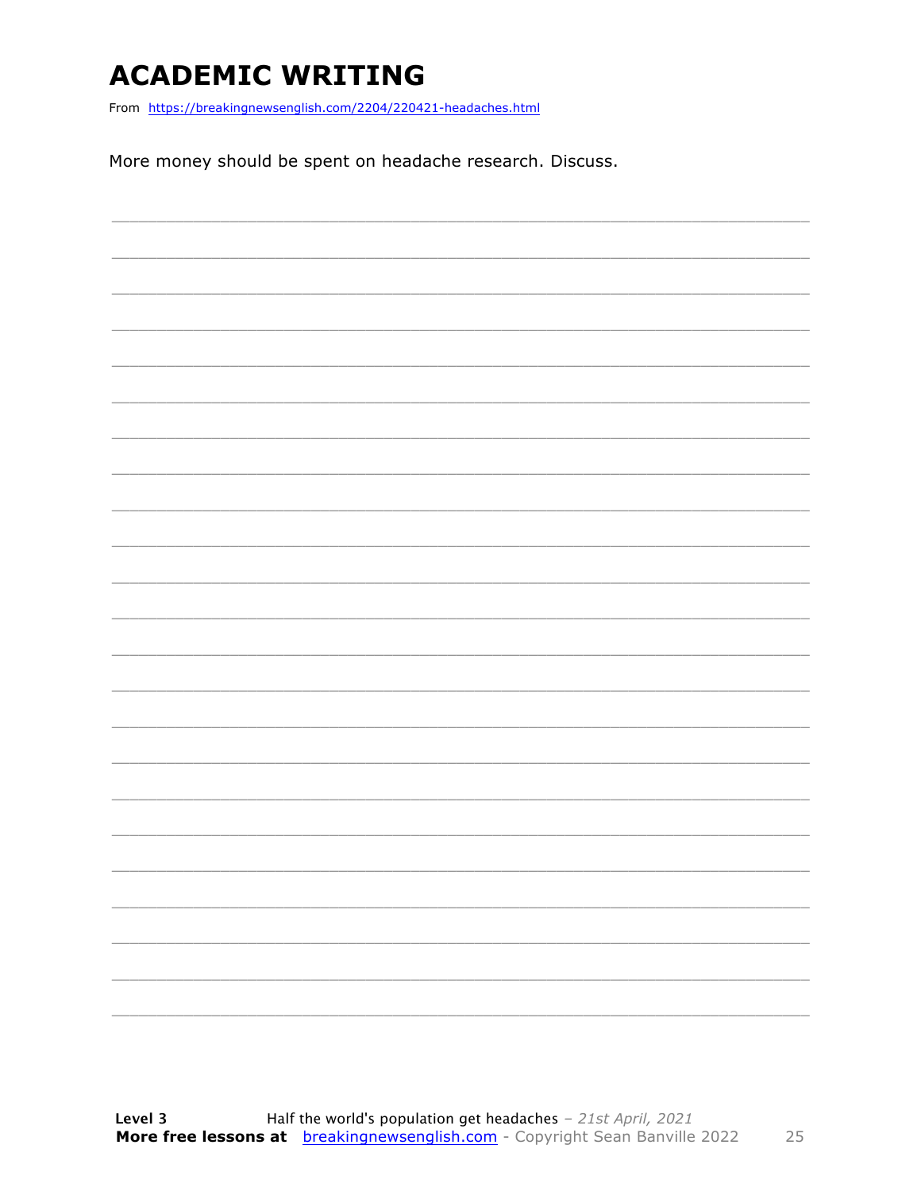# ACADEMIC WRITING

From https://breakingnewsenglish.com/2204/220421-headaches.html

More money should be spent on headache research. Discuss.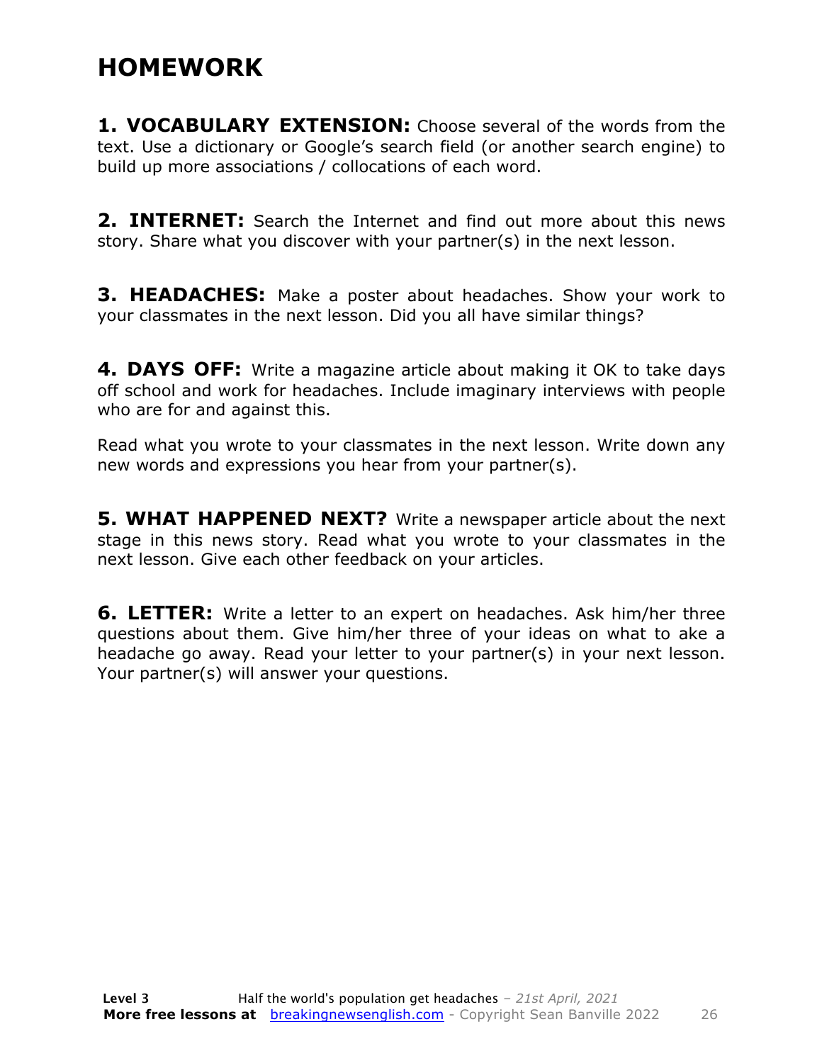# HOMEWORK

**1. VOCABULARY EXTENSION:** Choose several of the words from the text. Use a dictionary or Google's search field (or another search engine) to build up more associations / collocations of each word.

**2. INTERNET:** Search the Internet and find out more about this news story. Share what you discover with your partner(s) in the next lesson.

**3. HEADACHES:** Make a poster about headaches. Show your work to your classmates in the next lesson. Did you all have similar things?

**4. DAYS OFF:** Write a magazine article about making it OK to take days off school and work for headaches. Include imaginary interviews with people who are for and against this.

Read what you wrote to your classmates in the next lesson. Write down any new words and expressions you hear from your partner(s).

**5. WHAT HAPPENED NEXT?** Write a newspaper article about the next stage in this news story. Read what you wrote to your classmates in the next lesson. Give each other feedback on your articles.

**6. LETTER:** Write a letter to an expert on headaches. Ask him/her three questions about them. Give him/her three of your ideas on what to ake a headache go away. Read your letter to your partner(s) in your next lesson. Your partner(s) will answer your questions.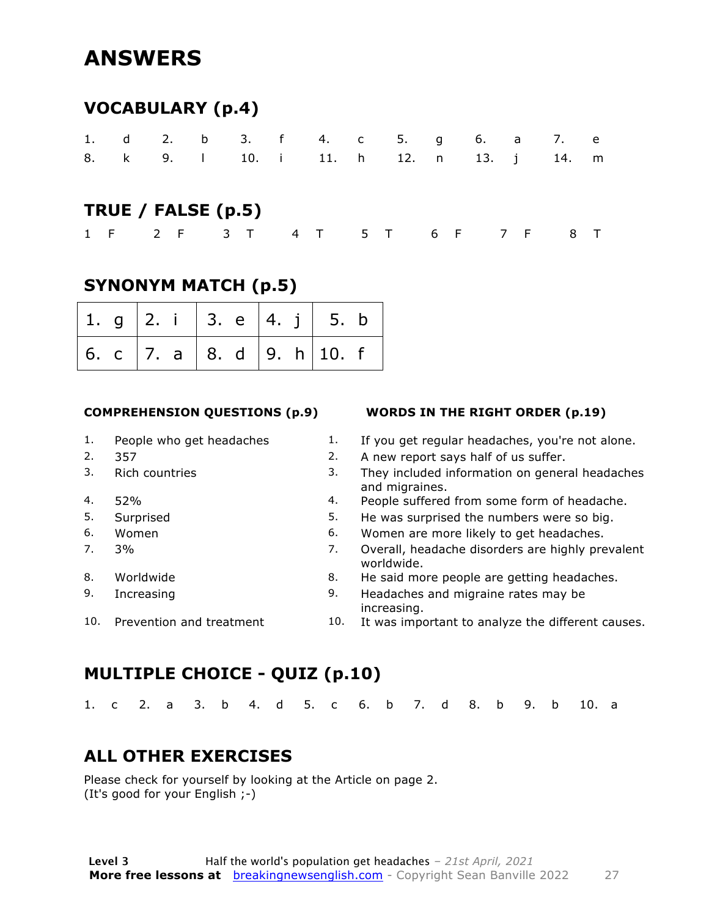# ANSWERS

## VOCABULARY (p.4)

| | | | | | | | | | | | | | |
|---|---|---|---|---|---|---|---|---|---|---|---|---|---|
| 1. | d | 2. | b | 3. | f | 4. | c | 5. | g | 6. | a | 7. | e |
| 8. | k | 9. | l | 10. | i | 11. | h | 12. | n | 13. | j | 14. | m |

## TRUE / FALSE (p.5)

1 F    2 F    3 T    4 T    5 T    6 F    7 F    8 T

## SYNONYM MATCH (p.5)

| | | | | |
|---|---|---|---|---|
| 1. g | 2. i | 3. e | 4. j | 5. b |
| 6. c | 7. a | 8. d | 9. h | 10. f |

**COMPREHENSION QUESTIONS (p.9)**

1. People who get headaches
2. 357
3. Rich countries
4. 52%
5. Surprised
6. Women
7. 3%
8. Worldwide
9. Increasing
10. Prevention and treatment

**WORDS IN THE RIGHT ORDER (p.19)**

1. If you get regular headaches, you're not alone.
2. A new report says half of us suffer.
3. They included information on general headaches and migraines.
4. People suffered from some form of headache.
5. He was surprised the numbers were so big.
6. Women are more likely to get headaches.
7. Overall, headache disorders are highly prevalent worldwide.
8. He said more people are getting headaches.
9. Headaches and migraine rates may be increasing.
10. It was important to analyze the different causes.

## MULTIPLE CHOICE - QUIZ (p.10)

1. c  2. a  3. b  4. d  5. c  6. b  7. d  8. b  9. b  10. a

## ALL OTHER EXERCISES

Please check for yourself by looking at the Article on page 2.
(It's good for your English ;-)